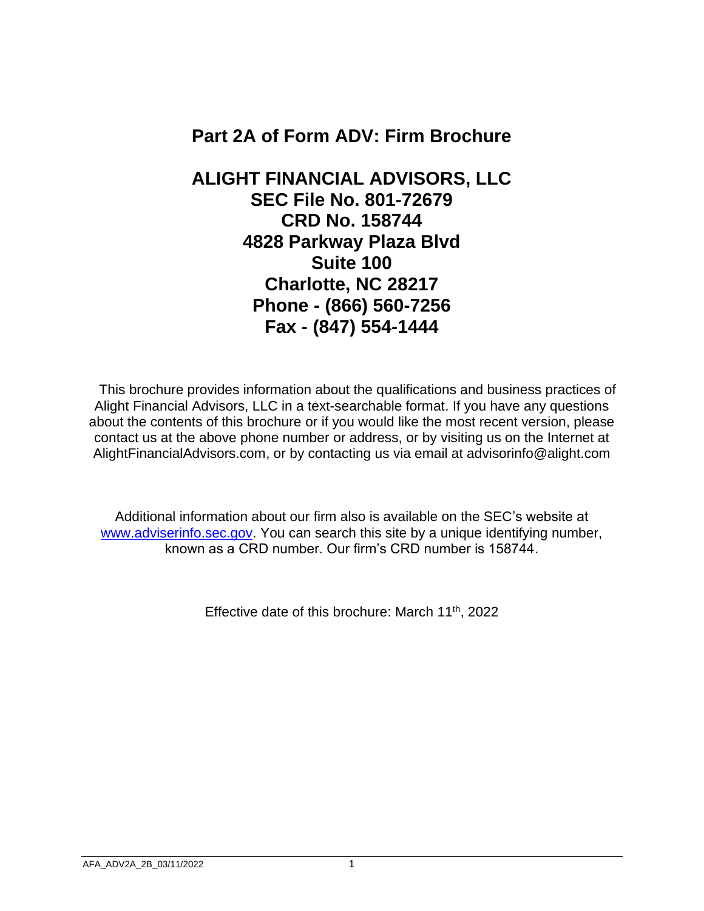# Part 2A of Form ADV: Firm Brochure

## ALIGHT FINANCIAL ADVISORS, LLC
## SEC File No. 801-72679
## CRD No. 158744
## 4828 Parkway Plaza Blvd
## Suite 100
## Charlotte, NC 28217
## Phone - (866) 560-7256
## Fax - (847) 554-1444

This brochure provides information about the qualifications and business practices of Alight Financial Advisors, LLC in a text-searchable format. If you have any questions about the contents of this brochure or if you would like the most recent version, please contact us at the above phone number or address, or by visiting us on the Internet at AlightFinancialAdvisors.com, or by contacting us via email at advisorinfo@alight.com

Additional information about our firm also is available on the SEC's website at www.adviserinfo.sec.gov. You can search this site by a unique identifying number, known as a CRD number. Our firm's CRD number is 158744.

Effective date of this brochure: March 11th, 2022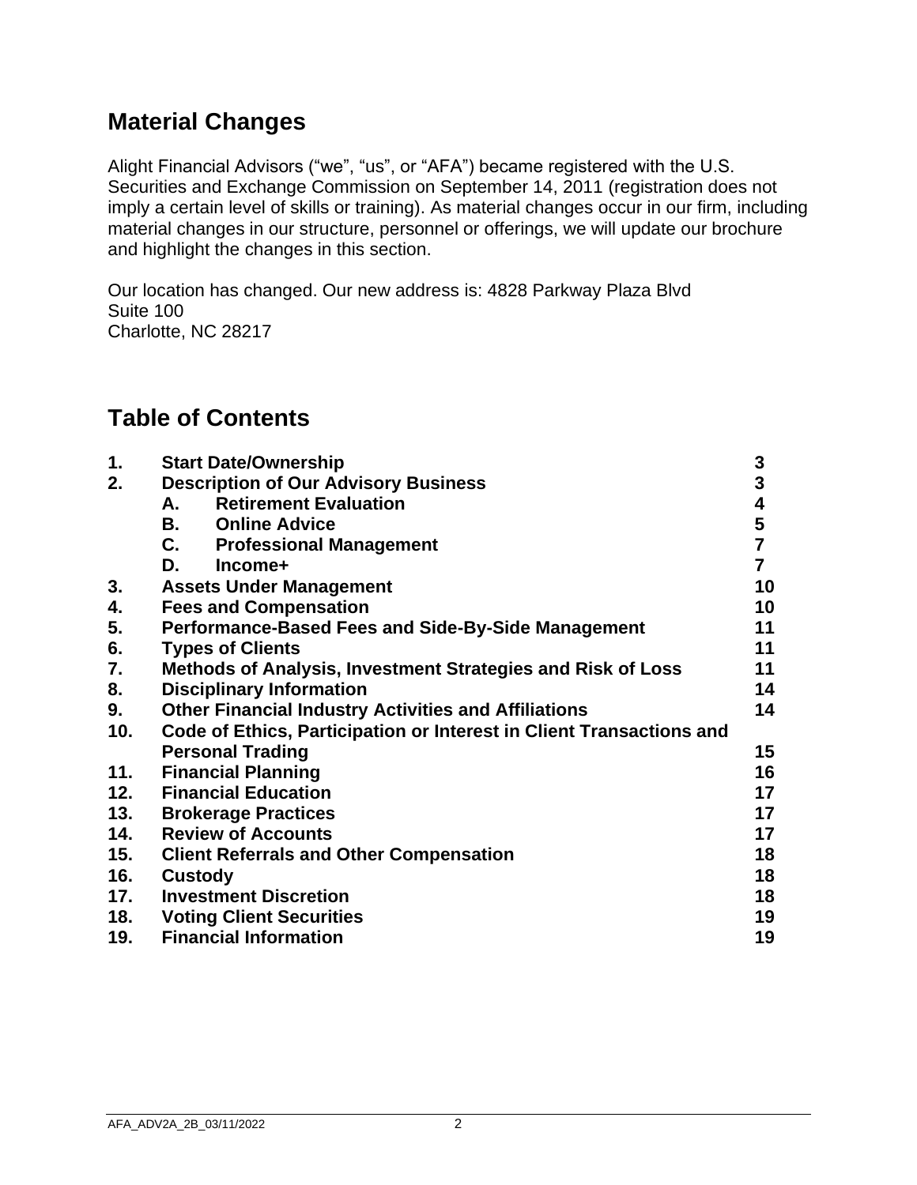## Material Changes

Alight Financial Advisors ("we", "us", or "AFA") became registered with the U.S. Securities and Exchange Commission on September 14, 2011 (registration does not imply a certain level of skills or training). As material changes occur in our firm, including material changes in our structure, personnel or offerings, we will update our brochure and highlight the changes in this section.

Our location has changed. Our new address is: 4828 Parkway Plaza Blvd
Suite 100
Charlotte, NC 28217

## Table of Contents

| | | |
|---|---|---|
| **1.** | **Start Date/Ownership** | **3** |
| **2.** | **Description of Our Advisory Business** | **3** |
| | **A. Retirement Evaluation** | **4** |
| | **B. Online Advice** | **5** |
| | **C. Professional Management** | **7** |
| | **D. Income+** | **7** |
| **3.** | **Assets Under Management** | **10** |
| **4.** | **Fees and Compensation** | **10** |
| **5.** | **Performance-Based Fees and Side-By-Side Management** | **11** |
| **6.** | **Types of Clients** | **11** |
| **7.** | **Methods of Analysis, Investment Strategies and Risk of Loss** | **11** |
| **8.** | **Disciplinary Information** | **14** |
| **9.** | **Other Financial Industry Activities and Affiliations** | **14** |
| **10.** | **Code of Ethics, Participation or Interest in Client Transactions and Personal Trading** | **15** |
| **11.** | **Financial Planning** | **16** |
| **12.** | **Financial Education** | **17** |
| **13.** | **Brokerage Practices** | **17** |
| **14.** | **Review of Accounts** | **17** |
| **15.** | **Client Referrals and Other Compensation** | **18** |
| **16.** | **Custody** | **18** |
| **17.** | **Investment Discretion** | **18** |
| **18.** | **Voting Client Securities** | **19** |
| **19.** | **Financial Information** | **19** |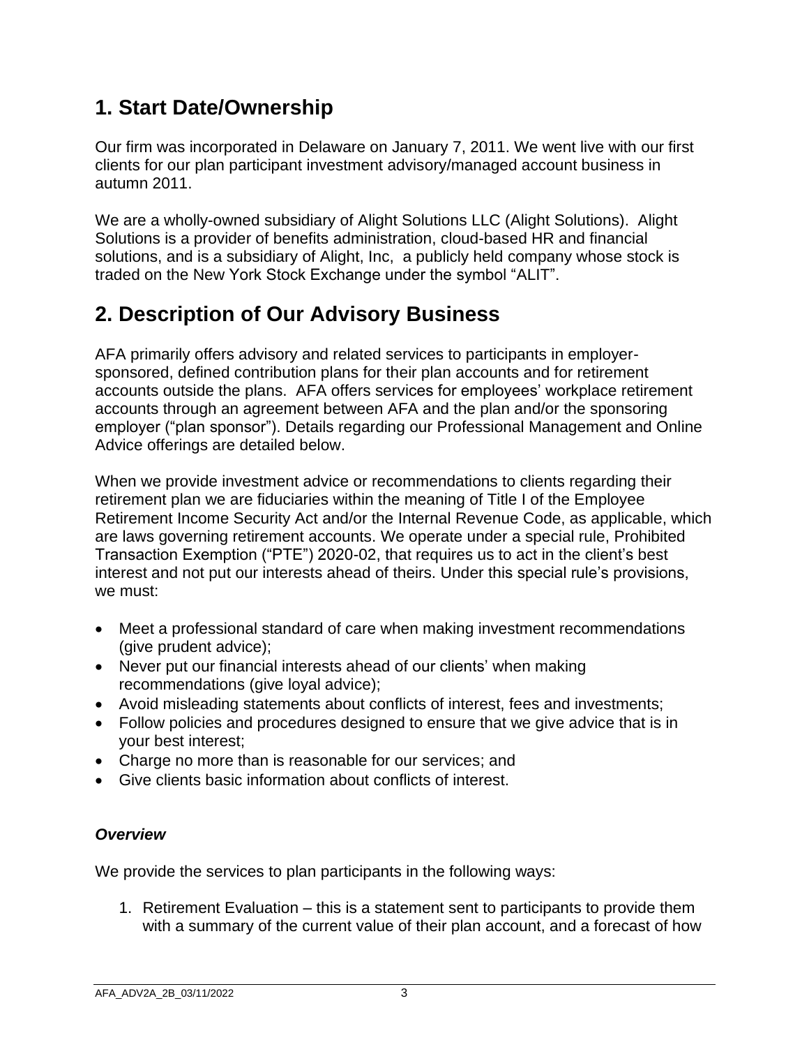# 1. Start Date/Ownership

Our firm was incorporated in Delaware on January 7, 2011. We went live with our first clients for our plan participant investment advisory/managed account business in autumn 2011.

We are a wholly-owned subsidiary of Alight Solutions LLC (Alight Solutions). Alight Solutions is a provider of benefits administration, cloud-based HR and financial solutions, and is a subsidiary of Alight, Inc, a publicly held company whose stock is traded on the New York Stock Exchange under the symbol "ALIT".

# 2. Description of Our Advisory Business

AFA primarily offers advisory and related services to participants in employer-sponsored, defined contribution plans for their plan accounts and for retirement accounts outside the plans. AFA offers services for employees' workplace retirement accounts through an agreement between AFA and the plan and/or the sponsoring employer ("plan sponsor"). Details regarding our Professional Management and Online Advice offerings are detailed below.

When we provide investment advice or recommendations to clients regarding their retirement plan we are fiduciaries within the meaning of Title I of the Employee Retirement Income Security Act and/or the Internal Revenue Code, as applicable, which are laws governing retirement accounts. We operate under a special rule, Prohibited Transaction Exemption ("PTE") 2020-02, that requires us to act in the client's best interest and not put our interests ahead of theirs. Under this special rule's provisions, we must:

- Meet a professional standard of care when making investment recommendations (give prudent advice);
- Never put our financial interests ahead of our clients' when making recommendations (give loyal advice);
- Avoid misleading statements about conflicts of interest, fees and investments;
- Follow policies and procedures designed to ensure that we give advice that is in your best interest;
- Charge no more than is reasonable for our services; and
- Give clients basic information about conflicts of interest.

***Overview***

We provide the services to plan participants in the following ways:

1. Retirement Evaluation – this is a statement sent to participants to provide them with a summary of the current value of their plan account, and a forecast of how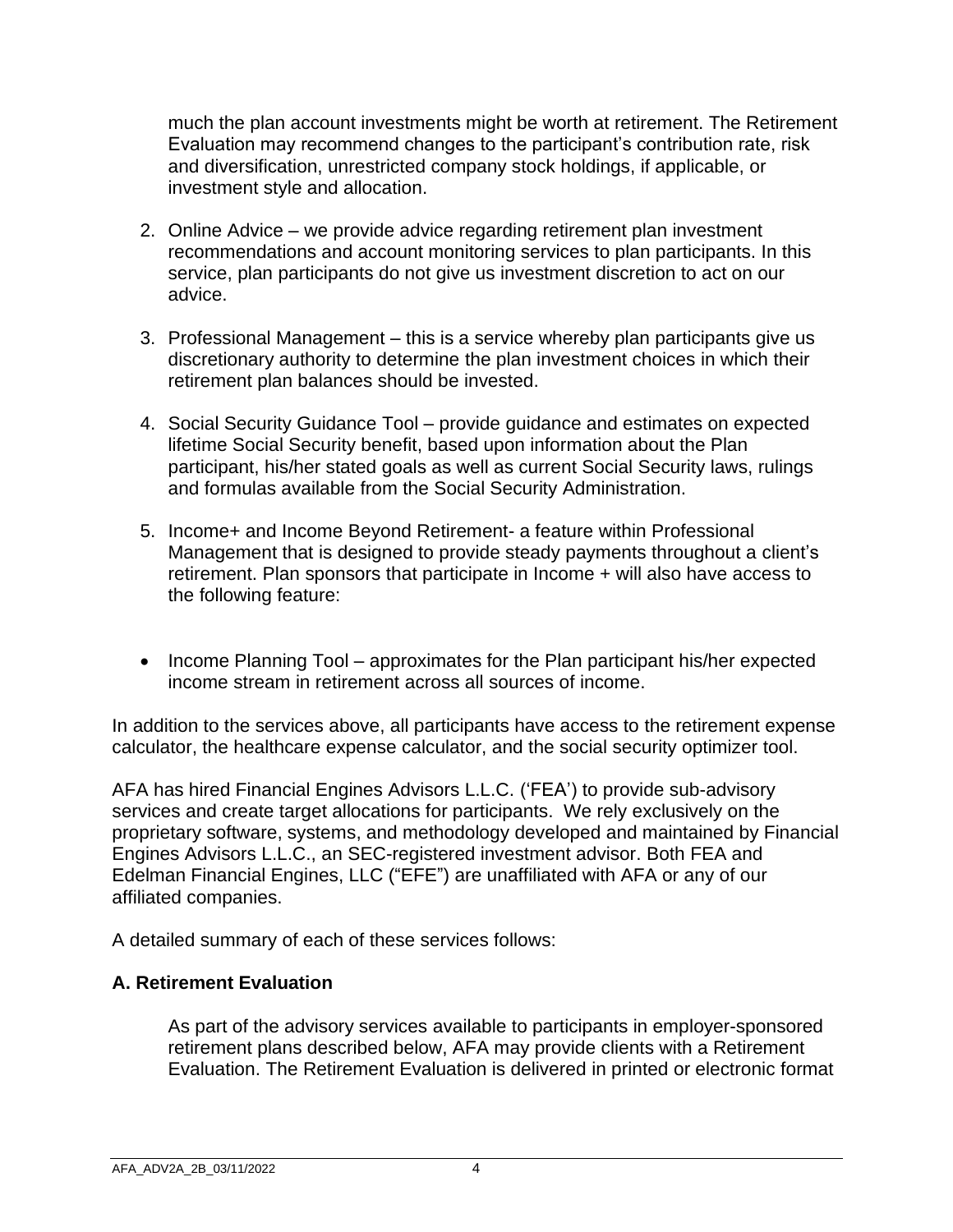much the plan account investments might be worth at retirement. The Retirement Evaluation may recommend changes to the participant's contribution rate, risk and diversification, unrestricted company stock holdings, if applicable, or investment style and allocation.

2. Online Advice – we provide advice regarding retirement plan investment recommendations and account monitoring services to plan participants. In this service, plan participants do not give us investment discretion to act on our advice.

3. Professional Management – this is a service whereby plan participants give us discretionary authority to determine the plan investment choices in which their retirement plan balances should be invested.

4. Social Security Guidance Tool – provide guidance and estimates on expected lifetime Social Security benefit, based upon information about the Plan participant, his/her stated goals as well as current Social Security laws, rulings and formulas available from the Social Security Administration.

5. Income+ and Income Beyond Retirement- a feature within Professional Management that is designed to provide steady payments throughout a client's retirement. Plan sponsors that participate in Income + will also have access to the following feature:

- Income Planning Tool – approximates for the Plan participant his/her expected income stream in retirement across all sources of income.

In addition to the services above, all participants have access to the retirement expense calculator, the healthcare expense calculator, and the social security optimizer tool.

AFA has hired Financial Engines Advisors L.L.C. ('FEA') to provide sub-advisory services and create target allocations for participants. We rely exclusively on the proprietary software, systems, and methodology developed and maintained by Financial Engines Advisors L.L.C., an SEC-registered investment advisor. Both FEA and Edelman Financial Engines, LLC ("EFE") are unaffiliated with AFA or any of our affiliated companies.

A detailed summary of each of these services follows:

### A. Retirement Evaluation

As part of the advisory services available to participants in employer-sponsored retirement plans described below, AFA may provide clients with a Retirement Evaluation. The Retirement Evaluation is delivered in printed or electronic format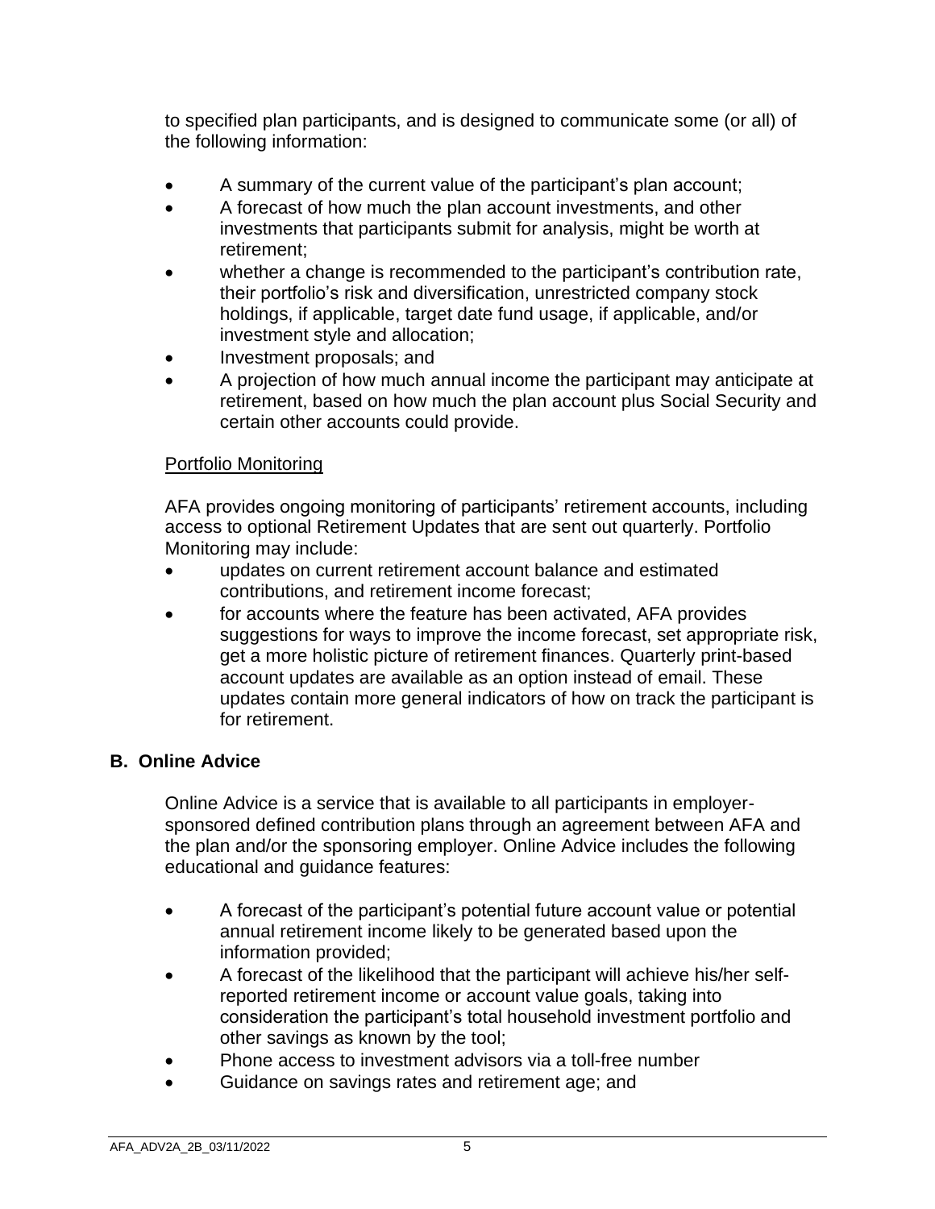to specified plan participants, and is designed to communicate some (or all) of the following information:

- A summary of the current value of the participant's plan account;
- A forecast of how much the plan account investments, and other investments that participants submit for analysis, might be worth at retirement;
- whether a change is recommended to the participant's contribution rate, their portfolio's risk and diversification, unrestricted company stock holdings, if applicable, target date fund usage, if applicable, and/or investment style and allocation;
- Investment proposals; and
- A projection of how much annual income the participant may anticipate at retirement, based on how much the plan account plus Social Security and certain other accounts could provide.

Portfolio Monitoring

AFA provides ongoing monitoring of participants' retirement accounts, including access to optional Retirement Updates that are sent out quarterly. Portfolio Monitoring may include:

- updates on current retirement account balance and estimated contributions, and retirement income forecast;
- for accounts where the feature has been activated, AFA provides suggestions for ways to improve the income forecast, set appropriate risk, get a more holistic picture of retirement finances. Quarterly print-based account updates are available as an option instead of email. These updates contain more general indicators of how on track the participant is for retirement.

## B. Online Advice

Online Advice is a service that is available to all participants in employer-sponsored defined contribution plans through an agreement between AFA and the plan and/or the sponsoring employer. Online Advice includes the following educational and guidance features:

- A forecast of the participant's potential future account value or potential annual retirement income likely to be generated based upon the information provided;
- A forecast of the likelihood that the participant will achieve his/her self-reported retirement income or account value goals, taking into consideration the participant's total household investment portfolio and other savings as known by the tool;
- Phone access to investment advisors via a toll-free number
- Guidance on savings rates and retirement age; and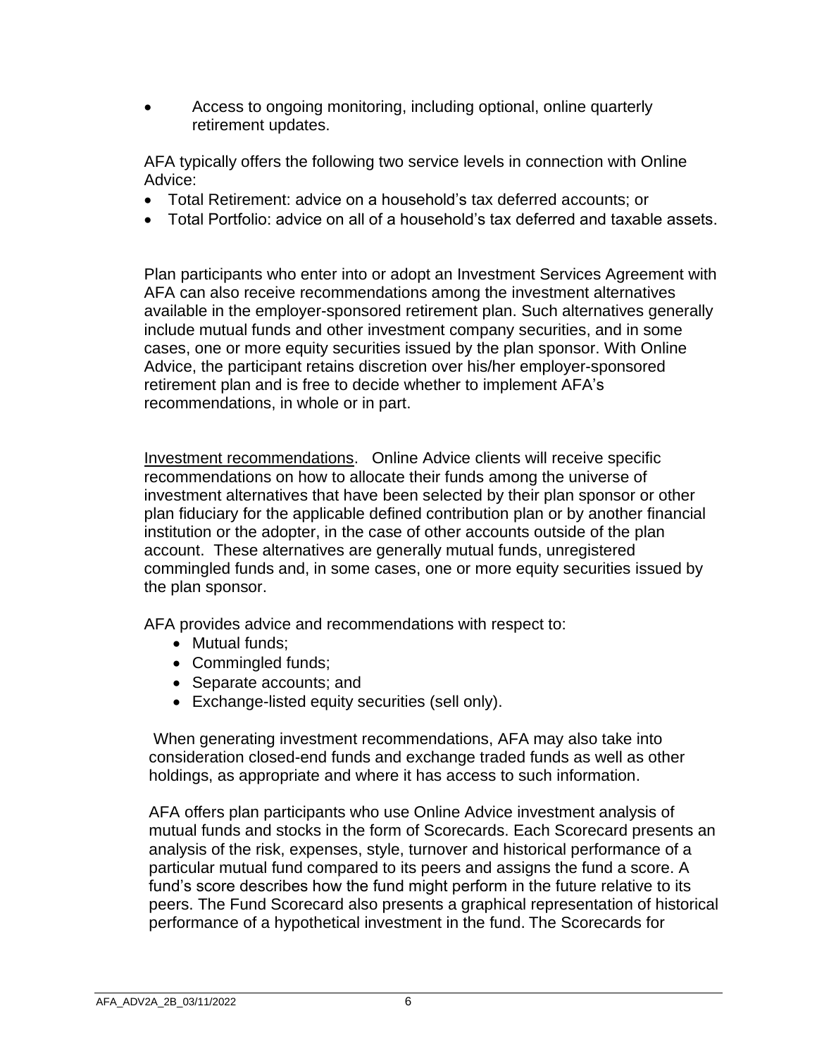- Access to ongoing monitoring, including optional, online quarterly retirement updates.

AFA typically offers the following two service levels in connection with Online Advice:

- Total Retirement: advice on a household's tax deferred accounts; or
- Total Portfolio: advice on all of a household's tax deferred and taxable assets.

Plan participants who enter into or adopt an Investment Services Agreement with AFA can also receive recommendations among the investment alternatives available in the employer-sponsored retirement plan. Such alternatives generally include mutual funds and other investment company securities, and in some cases, one or more equity securities issued by the plan sponsor. With Online Advice, the participant retains discretion over his/her employer-sponsored retirement plan and is free to decide whether to implement AFA's recommendations, in whole or in part.

Investment recommendations. Online Advice clients will receive specific recommendations on how to allocate their funds among the universe of investment alternatives that have been selected by their plan sponsor or other plan fiduciary for the applicable defined contribution plan or by another financial institution or the adopter, in the case of other accounts outside of the plan account. These alternatives are generally mutual funds, unregistered commingled funds and, in some cases, one or more equity securities issued by the plan sponsor.

AFA provides advice and recommendations with respect to:

- Mutual funds;
- Commingled funds;
- Separate accounts; and
- Exchange-listed equity securities (sell only).

When generating investment recommendations, AFA may also take into consideration closed-end funds and exchange traded funds as well as other holdings, as appropriate and where it has access to such information.

AFA offers plan participants who use Online Advice investment analysis of mutual funds and stocks in the form of Scorecards. Each Scorecard presents an analysis of the risk, expenses, style, turnover and historical performance of a particular mutual fund compared to its peers and assigns the fund a score. A fund's score describes how the fund might perform in the future relative to its peers. The Fund Scorecard also presents a graphical representation of historical performance of a hypothetical investment in the fund. The Scorecards for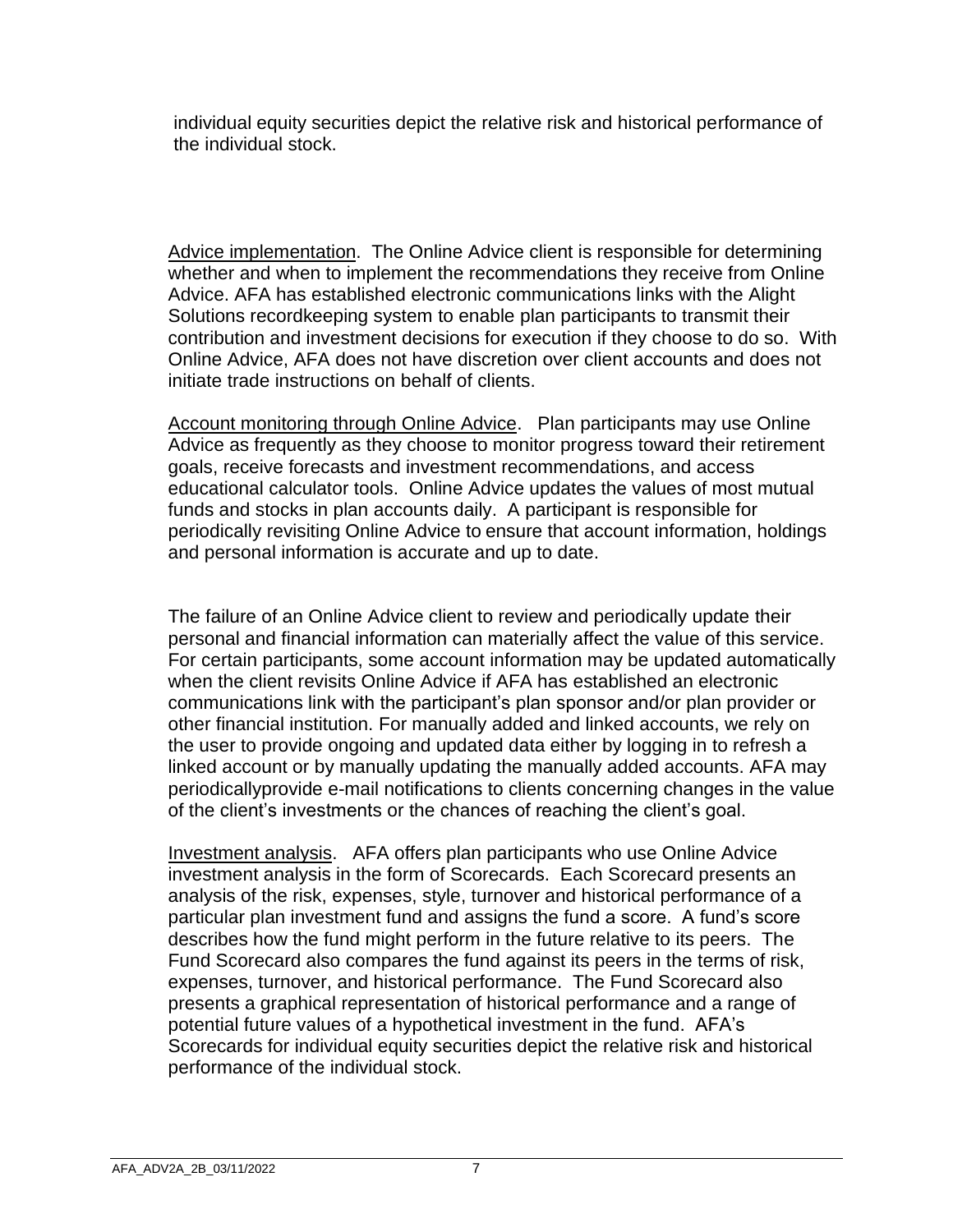individual equity securities depict the relative risk and historical performance of the individual stock.

Advice implementation. The Online Advice client is responsible for determining whether and when to implement the recommendations they receive from Online Advice. AFA has established electronic communications links with the Alight Solutions recordkeeping system to enable plan participants to transmit their contribution and investment decisions for execution if they choose to do so. With Online Advice, AFA does not have discretion over client accounts and does not initiate trade instructions on behalf of clients.

Account monitoring through Online Advice. Plan participants may use Online Advice as frequently as they choose to monitor progress toward their retirement goals, receive forecasts and investment recommendations, and access educational calculator tools. Online Advice updates the values of most mutual funds and stocks in plan accounts daily. A participant is responsible for periodically revisiting Online Advice to ensure that account information, holdings and personal information is accurate and up to date.

The failure of an Online Advice client to review and periodically update their personal and financial information can materially affect the value of this service. For certain participants, some account information may be updated automatically when the client revisits Online Advice if AFA has established an electronic communications link with the participant's plan sponsor and/or plan provider or other financial institution. For manually added and linked accounts, we rely on the user to provide ongoing and updated data either by logging in to refresh a linked account or by manually updating the manually added accounts. AFA may periodicallyprovide e-mail notifications to clients concerning changes in the value of the client's investments or the chances of reaching the client's goal.

Investment analysis. AFA offers plan participants who use Online Advice investment analysis in the form of Scorecards. Each Scorecard presents an analysis of the risk, expenses, style, turnover and historical performance of a particular plan investment fund and assigns the fund a score. A fund's score describes how the fund might perform in the future relative to its peers. The Fund Scorecard also compares the fund against its peers in the terms of risk, expenses, turnover, and historical performance. The Fund Scorecard also presents a graphical representation of historical performance and a range of potential future values of a hypothetical investment in the fund. AFA's Scorecards for individual equity securities depict the relative risk and historical performance of the individual stock.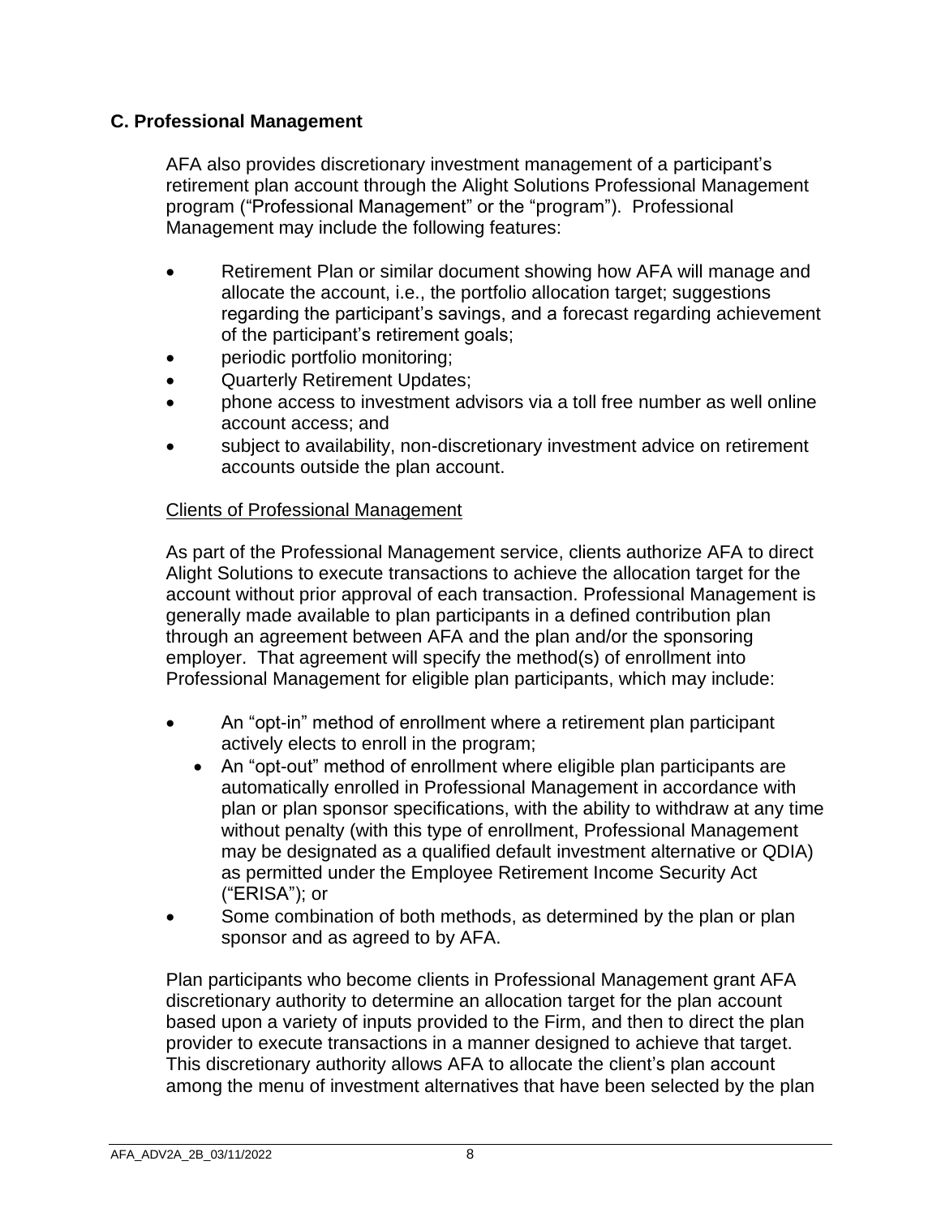## C. Professional Management

AFA also provides discretionary investment management of a participant's retirement plan account through the Alight Solutions Professional Management program ("Professional Management" or the "program"). Professional Management may include the following features:

- Retirement Plan or similar document showing how AFA will manage and allocate the account, i.e., the portfolio allocation target; suggestions regarding the participant's savings, and a forecast regarding achievement of the participant's retirement goals;
- periodic portfolio monitoring;
- Quarterly Retirement Updates;
- phone access to investment advisors via a toll free number as well online account access; and
- subject to availability, non-discretionary investment advice on retirement accounts outside the plan account.

<u>Clients of Professional Management</u>

As part of the Professional Management service, clients authorize AFA to direct Alight Solutions to execute transactions to achieve the allocation target for the account without prior approval of each transaction. Professional Management is generally made available to plan participants in a defined contribution plan through an agreement between AFA and the plan and/or the sponsoring employer. That agreement will specify the method(s) of enrollment into Professional Management for eligible plan participants, which may include:

- An "opt-in" method of enrollment where a retirement plan participant actively elects to enroll in the program;
- An "opt-out" method of enrollment where eligible plan participants are automatically enrolled in Professional Management in accordance with plan or plan sponsor specifications, with the ability to withdraw at any time without penalty (with this type of enrollment, Professional Management may be designated as a qualified default investment alternative or QDIA) as permitted under the Employee Retirement Income Security Act ("ERISA"); or
- Some combination of both methods, as determined by the plan or plan sponsor and as agreed to by AFA.

Plan participants who become clients in Professional Management grant AFA discretionary authority to determine an allocation target for the plan account based upon a variety of inputs provided to the Firm, and then to direct the plan provider to execute transactions in a manner designed to achieve that target. This discretionary authority allows AFA to allocate the client's plan account among the menu of investment alternatives that have been selected by the plan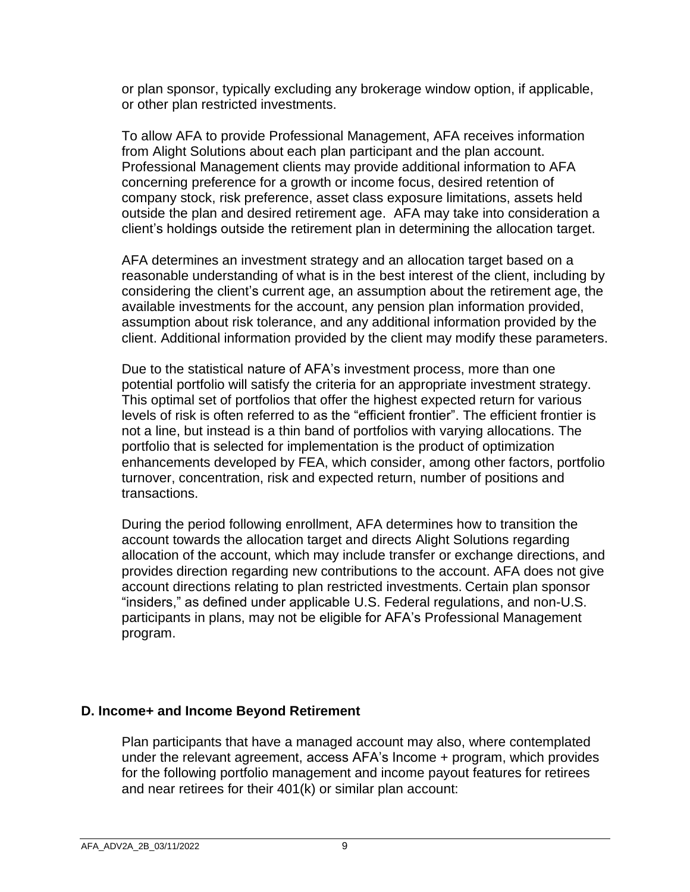or plan sponsor, typically excluding any brokerage window option, if applicable, or other plan restricted investments.

To allow AFA to provide Professional Management, AFA receives information from Alight Solutions about each plan participant and the plan account. Professional Management clients may provide additional information to AFA concerning preference for a growth or income focus, desired retention of company stock, risk preference, asset class exposure limitations, assets held outside the plan and desired retirement age. AFA may take into consideration a client's holdings outside the retirement plan in determining the allocation target.

AFA determines an investment strategy and an allocation target based on a reasonable understanding of what is in the best interest of the client, including by considering the client's current age, an assumption about the retirement age, the available investments for the account, any pension plan information provided, assumption about risk tolerance, and any additional information provided by the client. Additional information provided by the client may modify these parameters.

Due to the statistical nature of AFA's investment process, more than one potential portfolio will satisfy the criteria for an appropriate investment strategy. This optimal set of portfolios that offer the highest expected return for various levels of risk is often referred to as the "efficient frontier". The efficient frontier is not a line, but instead is a thin band of portfolios with varying allocations. The portfolio that is selected for implementation is the product of optimization enhancements developed by FEA, which consider, among other factors, portfolio turnover, concentration, risk and expected return, number of positions and transactions.

During the period following enrollment, AFA determines how to transition the account towards the allocation target and directs Alight Solutions regarding allocation of the account, which may include transfer or exchange directions, and provides direction regarding new contributions to the account. AFA does not give account directions relating to plan restricted investments. Certain plan sponsor "insiders," as defined under applicable U.S. Federal regulations, and non-U.S. participants in plans, may not be eligible for AFA's Professional Management program.

### D. Income+ and Income Beyond Retirement

Plan participants that have a managed account may also, where contemplated under the relevant agreement, access AFA's Income + program, which provides for the following portfolio management and income payout features for retirees and near retirees for their 401(k) or similar plan account: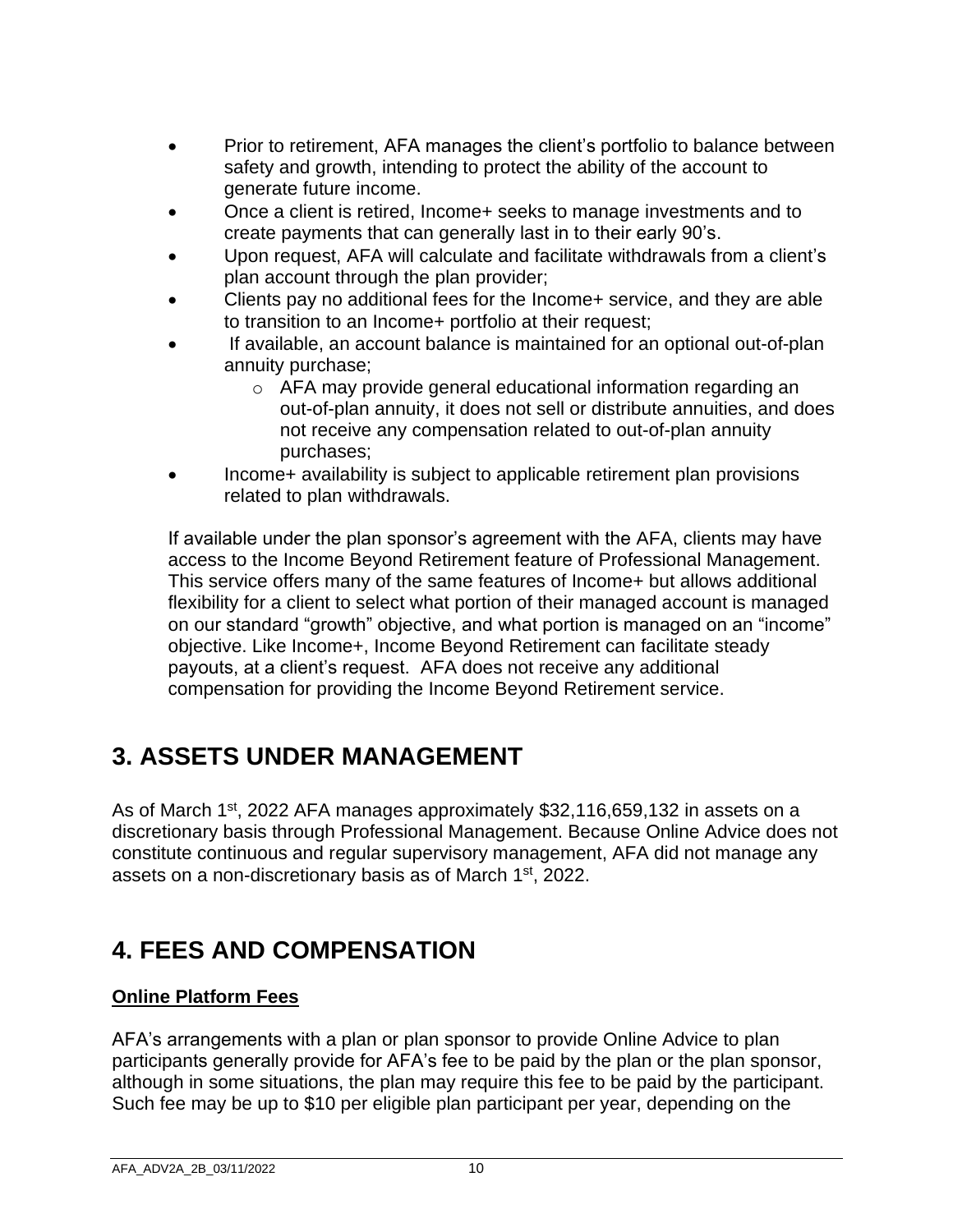- Prior to retirement, AFA manages the client's portfolio to balance between safety and growth, intending to protect the ability of the account to generate future income.
- Once a client is retired, Income+ seeks to manage investments and to create payments that can generally last in to their early 90's.
- Upon request, AFA will calculate and facilitate withdrawals from a client's plan account through the plan provider;
- Clients pay no additional fees for the Income+ service, and they are able to transition to an Income+ portfolio at their request;
- If available, an account balance is maintained for an optional out-of-plan annuity purchase;
    - AFA may provide general educational information regarding an out-of-plan annuity, it does not sell or distribute annuities, and does not receive any compensation related to out-of-plan annuity purchases;
- Income+ availability is subject to applicable retirement plan provisions related to plan withdrawals.

If available under the plan sponsor's agreement with the AFA, clients may have access to the Income Beyond Retirement feature of Professional Management. This service offers many of the same features of Income+ but allows additional flexibility for a client to select what portion of their managed account is managed on our standard "growth" objective, and what portion is managed on an "income" objective. Like Income+, Income Beyond Retirement can facilitate steady payouts, at a client's request. AFA does not receive any additional compensation for providing the Income Beyond Retirement service.

# 3. ASSETS UNDER MANAGEMENT

As of March 1st, 2022 AFA manages approximately $32,116,659,132 in assets on a discretionary basis through Professional Management. Because Online Advice does not constitute continuous and regular supervisory management, AFA did not manage any assets on a non-discretionary basis as of March 1st, 2022.

# 4. FEES AND COMPENSATION

**Online Platform Fees**

AFA's arrangements with a plan or plan sponsor to provide Online Advice to plan participants generally provide for AFA's fee to be paid by the plan or the plan sponsor, although in some situations, the plan may require this fee to be paid by the participant. Such fee may be up to $10 per eligible plan participant per year, depending on the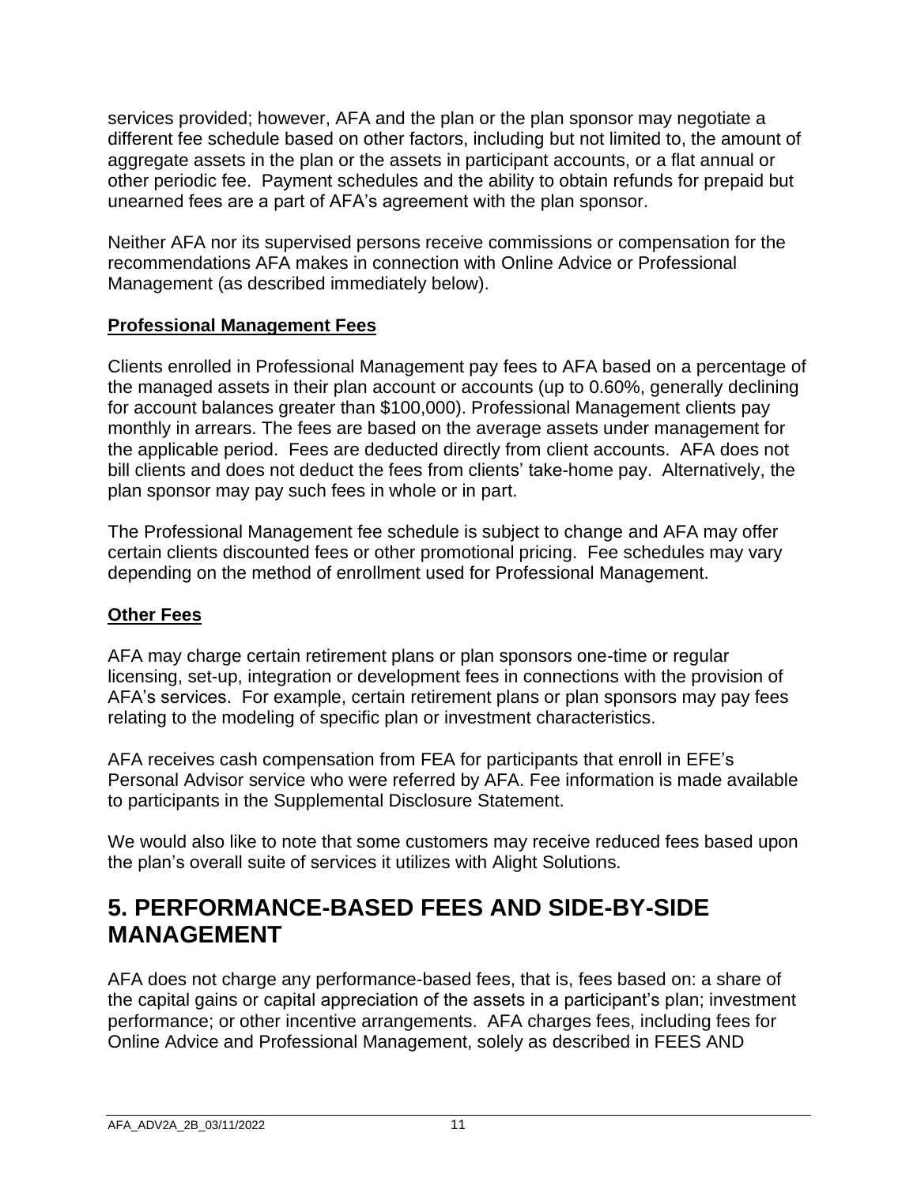services provided; however, AFA and the plan or the plan sponsor may negotiate a different fee schedule based on other factors, including but not limited to, the amount of aggregate assets in the plan or the assets in participant accounts, or a flat annual or other periodic fee. Payment schedules and the ability to obtain refunds for prepaid but unearned fees are a part of AFA's agreement with the plan sponsor.

Neither AFA nor its supervised persons receive commissions or compensation for the recommendations AFA makes in connection with Online Advice or Professional Management (as described immediately below).

**Professional Management Fees**

Clients enrolled in Professional Management pay fees to AFA based on a percentage of the managed assets in their plan account or accounts (up to 0.60%, generally declining for account balances greater than $100,000). Professional Management clients pay monthly in arrears. The fees are based on the average assets under management for the applicable period. Fees are deducted directly from client accounts. AFA does not bill clients and does not deduct the fees from clients' take-home pay. Alternatively, the plan sponsor may pay such fees in whole or in part.

The Professional Management fee schedule is subject to change and AFA may offer certain clients discounted fees or other promotional pricing. Fee schedules may vary depending on the method of enrollment used for Professional Management.

**Other Fees**

AFA may charge certain retirement plans or plan sponsors one-time or regular licensing, set-up, integration or development fees in connections with the provision of AFA's services. For example, certain retirement plans or plan sponsors may pay fees relating to the modeling of specific plan or investment characteristics.

AFA receives cash compensation from FEA for participants that enroll in EFE's Personal Advisor service who were referred by AFA. Fee information is made available to participants in the Supplemental Disclosure Statement.

We would also like to note that some customers may receive reduced fees based upon the plan's overall suite of services it utilizes with Alight Solutions.

# 5. PERFORMANCE-BASED FEES AND SIDE-BY-SIDE MANAGEMENT

AFA does not charge any performance-based fees, that is, fees based on: a share of the capital gains or capital appreciation of the assets in a participant's plan; investment performance; or other incentive arrangements. AFA charges fees, including fees for Online Advice and Professional Management, solely as described in FEES AND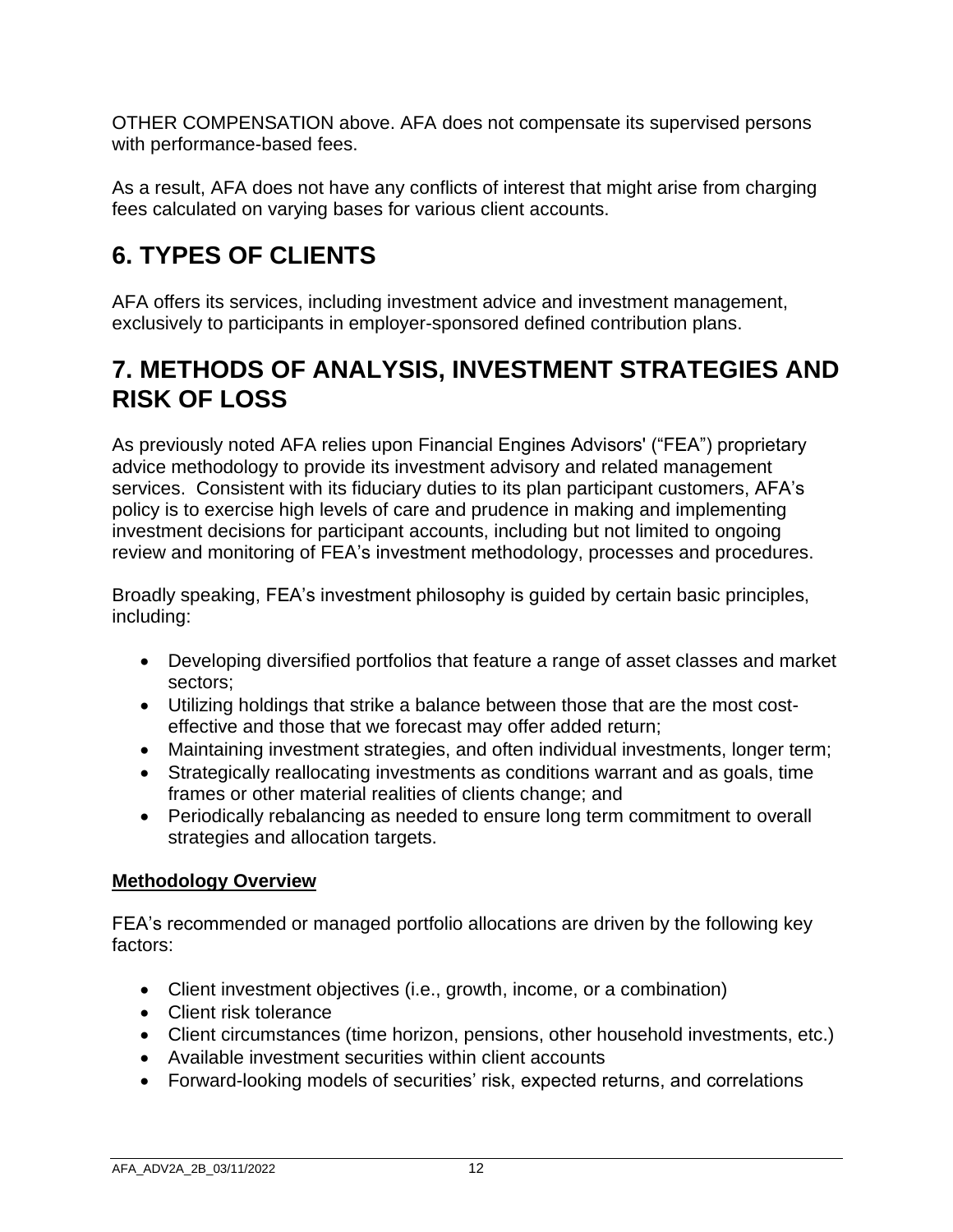OTHER COMPENSATION above. AFA does not compensate its supervised persons with performance-based fees.

As a result, AFA does not have any conflicts of interest that might arise from charging fees calculated on varying bases for various client accounts.

# 6. TYPES OF CLIENTS

AFA offers its services, including investment advice and investment management, exclusively to participants in employer-sponsored defined contribution plans.

# 7. METHODS OF ANALYSIS, INVESTMENT STRATEGIES AND RISK OF LOSS

As previously noted AFA relies upon Financial Engines Advisors' ("FEA") proprietary advice methodology to provide its investment advisory and related management services. Consistent with its fiduciary duties to its plan participant customers, AFA's policy is to exercise high levels of care and prudence in making and implementing investment decisions for participant accounts, including but not limited to ongoing review and monitoring of FEA's investment methodology, processes and procedures.

Broadly speaking, FEA's investment philosophy is guided by certain basic principles, including:

- Developing diversified portfolios that feature a range of asset classes and market sectors;
- Utilizing holdings that strike a balance between those that are the most cost-effective and those that we forecast may offer added return;
- Maintaining investment strategies, and often individual investments, longer term;
- Strategically reallocating investments as conditions warrant and as goals, time frames or other material realities of clients change; and
- Periodically rebalancing as needed to ensure long term commitment to overall strategies and allocation targets.

**Methodology Overview**

FEA's recommended or managed portfolio allocations are driven by the following key factors:

- Client investment objectives (i.e., growth, income, or a combination)
- Client risk tolerance
- Client circumstances (time horizon, pensions, other household investments, etc.)
- Available investment securities within client accounts
- Forward-looking models of securities' risk, expected returns, and correlations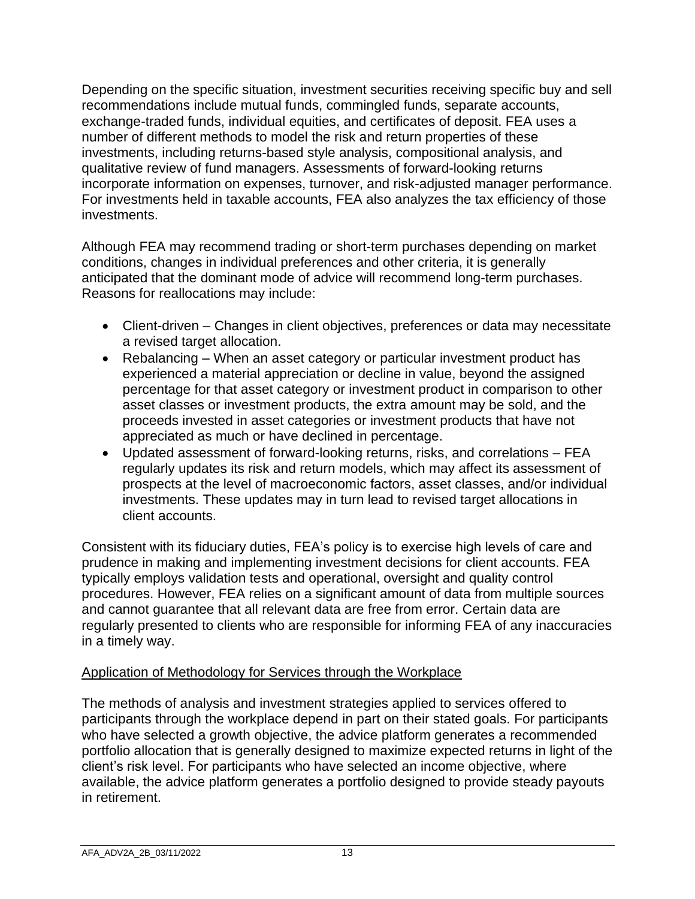Depending on the specific situation, investment securities receiving specific buy and sell recommendations include mutual funds, commingled funds, separate accounts, exchange-traded funds, individual equities, and certificates of deposit. FEA uses a number of different methods to model the risk and return properties of these investments, including returns-based style analysis, compositional analysis, and qualitative review of fund managers. Assessments of forward-looking returns incorporate information on expenses, turnover, and risk-adjusted manager performance. For investments held in taxable accounts, FEA also analyzes the tax efficiency of those investments.

Although FEA may recommend trading or short-term purchases depending on market conditions, changes in individual preferences and other criteria, it is generally anticipated that the dominant mode of advice will recommend long-term purchases. Reasons for reallocations may include:

- Client-driven – Changes in client objectives, preferences or data may necessitate a revised target allocation.
- Rebalancing – When an asset category or particular investment product has experienced a material appreciation or decline in value, beyond the assigned percentage for that asset category or investment product in comparison to other asset classes or investment products, the extra amount may be sold, and the proceeds invested in asset categories or investment products that have not appreciated as much or have declined in percentage.
- Updated assessment of forward-looking returns, risks, and correlations – FEA regularly updates its risk and return models, which may affect its assessment of prospects at the level of macroeconomic factors, asset classes, and/or individual investments. These updates may in turn lead to revised target allocations in client accounts.

Consistent with its fiduciary duties, FEA's policy is to exercise high levels of care and prudence in making and implementing investment decisions for client accounts. FEA typically employs validation tests and operational, oversight and quality control procedures. However, FEA relies on a significant amount of data from multiple sources and cannot guarantee that all relevant data are free from error. Certain data are regularly presented to clients who are responsible for informing FEA of any inaccuracies in a timely way.

<u>Application of Methodology for Services through the Workplace</u>

The methods of analysis and investment strategies applied to services offered to participants through the workplace depend in part on their stated goals. For participants who have selected a growth objective, the advice platform generates a recommended portfolio allocation that is generally designed to maximize expected returns in light of the client's risk level. For participants who have selected an income objective, where available, the advice platform generates a portfolio designed to provide steady payouts in retirement.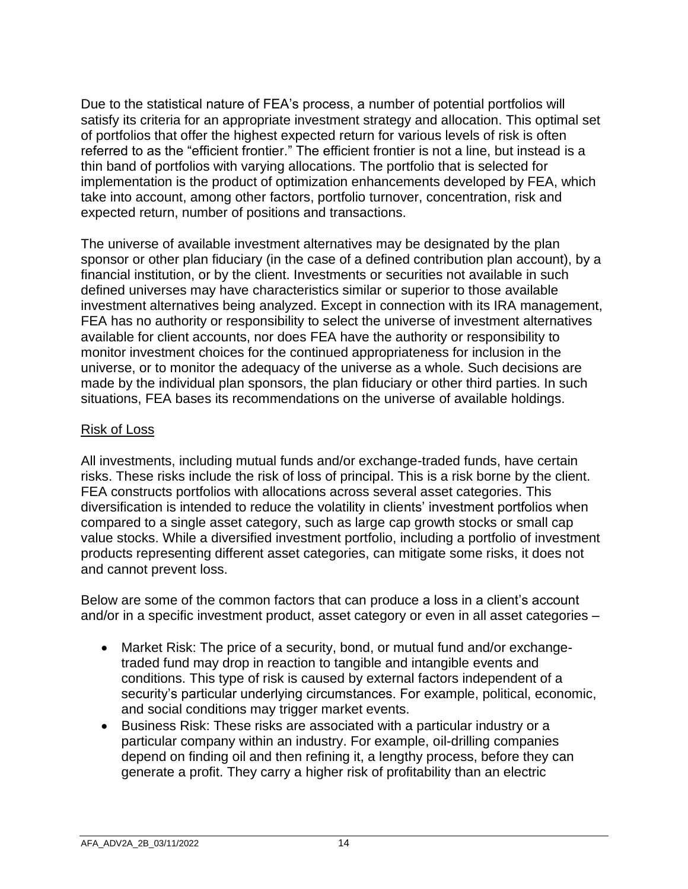Due to the statistical nature of FEA's process, a number of potential portfolios will satisfy its criteria for an appropriate investment strategy and allocation. This optimal set of portfolios that offer the highest expected return for various levels of risk is often referred to as the "efficient frontier." The efficient frontier is not a line, but instead is a thin band of portfolios with varying allocations. The portfolio that is selected for implementation is the product of optimization enhancements developed by FEA, which take into account, among other factors, portfolio turnover, concentration, risk and expected return, number of positions and transactions.

The universe of available investment alternatives may be designated by the plan sponsor or other plan fiduciary (in the case of a defined contribution plan account), by a financial institution, or by the client. Investments or securities not available in such defined universes may have characteristics similar or superior to those available investment alternatives being analyzed. Except in connection with its IRA management, FEA has no authority or responsibility to select the universe of investment alternatives available for client accounts, nor does FEA have the authority or responsibility to monitor investment choices for the continued appropriateness for inclusion in the universe, or to monitor the adequacy of the universe as a whole. Such decisions are made by the individual plan sponsors, the plan fiduciary or other third parties. In such situations, FEA bases its recommendations on the universe of available holdings.

Risk of Loss

All investments, including mutual funds and/or exchange-traded funds, have certain risks. These risks include the risk of loss of principal. This is a risk borne by the client. FEA constructs portfolios with allocations across several asset categories. This diversification is intended to reduce the volatility in clients' investment portfolios when compared to a single asset category, such as large cap growth stocks or small cap value stocks. While a diversified investment portfolio, including a portfolio of investment products representing different asset categories, can mitigate some risks, it does not and cannot prevent loss.

Below are some of the common factors that can produce a loss in a client's account and/or in a specific investment product, asset category or even in all asset categories –

- Market Risk: The price of a security, bond, or mutual fund and/or exchange-traded fund may drop in reaction to tangible and intangible events and conditions. This type of risk is caused by external factors independent of a security's particular underlying circumstances. For example, political, economic, and social conditions may trigger market events.
- Business Risk: These risks are associated with a particular industry or a particular company within an industry. For example, oil-drilling companies depend on finding oil and then refining it, a lengthy process, before they can generate a profit. They carry a higher risk of profitability than an electric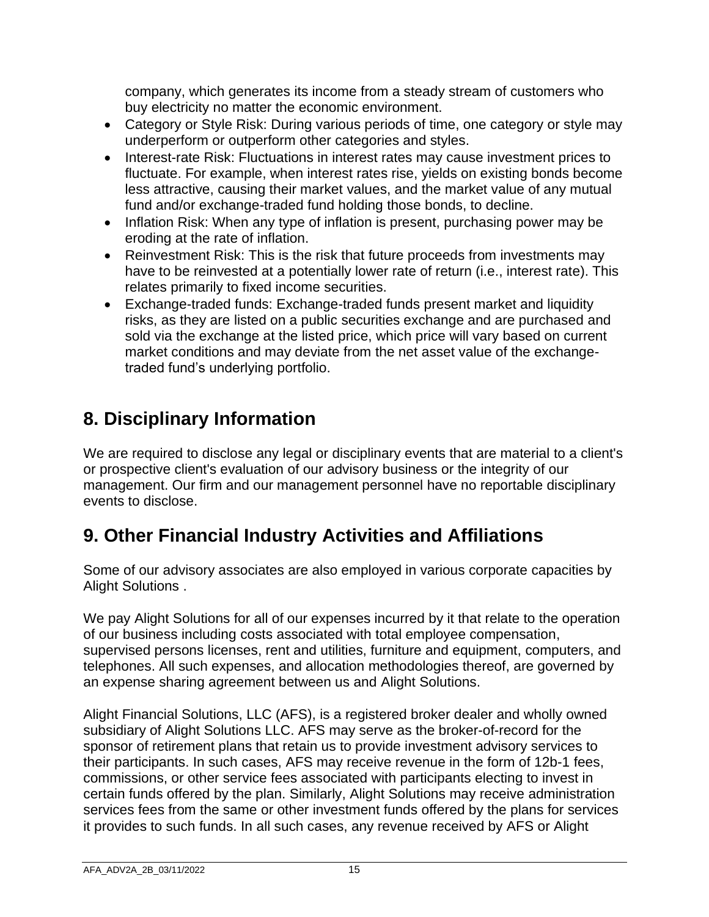company, which generates its income from a steady stream of customers who buy electricity no matter the economic environment.

- Category or Style Risk: During various periods of time, one category or style may underperform or outperform other categories and styles.
- Interest-rate Risk: Fluctuations in interest rates may cause investment prices to fluctuate. For example, when interest rates rise, yields on existing bonds become less attractive, causing their market values, and the market value of any mutual fund and/or exchange-traded fund holding those bonds, to decline.
- Inflation Risk: When any type of inflation is present, purchasing power may be eroding at the rate of inflation.
- Reinvestment Risk: This is the risk that future proceeds from investments may have to be reinvested at a potentially lower rate of return (i.e., interest rate). This relates primarily to fixed income securities.
- Exchange-traded funds: Exchange-traded funds present market and liquidity risks, as they are listed on a public securities exchange and are purchased and sold via the exchange at the listed price, which price will vary based on current market conditions and may deviate from the net asset value of the exchange-traded fund's underlying portfolio.

# 8. Disciplinary Information

We are required to disclose any legal or disciplinary events that are material to a client's or prospective client's evaluation of our advisory business or the integrity of our management. Our firm and our management personnel have no reportable disciplinary events to disclose.

# 9. Other Financial Industry Activities and Affiliations

Some of our advisory associates are also employed in various corporate capacities by Alight Solutions .

We pay Alight Solutions for all of our expenses incurred by it that relate to the operation of our business including costs associated with total employee compensation, supervised persons licenses, rent and utilities, furniture and equipment, computers, and telephones. All such expenses, and allocation methodologies thereof, are governed by an expense sharing agreement between us and Alight Solutions.

Alight Financial Solutions, LLC (AFS), is a registered broker dealer and wholly owned subsidiary of Alight Solutions LLC. AFS may serve as the broker-of-record for the sponsor of retirement plans that retain us to provide investment advisory services to their participants. In such cases, AFS may receive revenue in the form of 12b-1 fees, commissions, or other service fees associated with participants electing to invest in certain funds offered by the plan. Similarly, Alight Solutions may receive administration services fees from the same or other investment funds offered by the plans for services it provides to such funds. In all such cases, any revenue received by AFS or Alight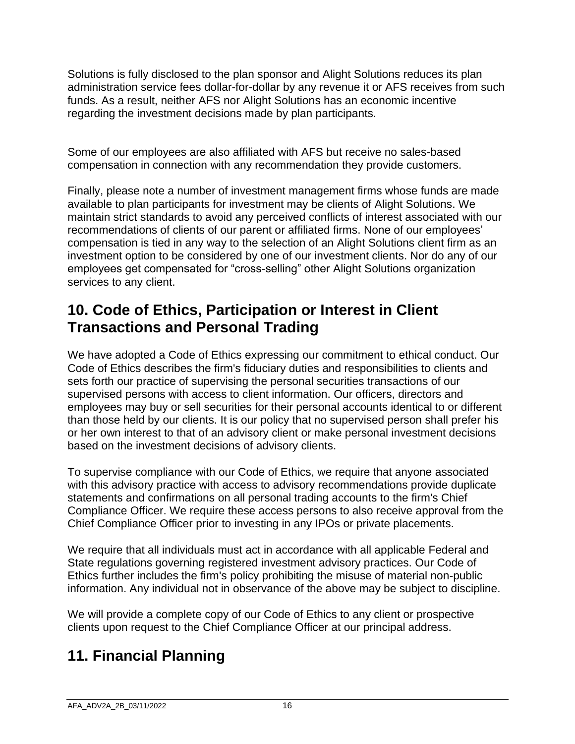Solutions is fully disclosed to the plan sponsor and Alight Solutions reduces its plan administration service fees dollar-for-dollar by any revenue it or AFS receives from such funds. As a result, neither AFS nor Alight Solutions has an economic incentive regarding the investment decisions made by plan participants.

Some of our employees are also affiliated with AFS but receive no sales-based compensation in connection with any recommendation they provide customers.

Finally, please note a number of investment management firms whose funds are made available to plan participants for investment may be clients of Alight Solutions. We maintain strict standards to avoid any perceived conflicts of interest associated with our recommendations of clients of our parent or affiliated firms. None of our employees' compensation is tied in any way to the selection of an Alight Solutions client firm as an investment option to be considered by one of our investment clients. Nor do any of our employees get compensated for "cross-selling" other Alight Solutions organization services to any client.

## 10. Code of Ethics, Participation or Interest in Client Transactions and Personal Trading

We have adopted a Code of Ethics expressing our commitment to ethical conduct. Our Code of Ethics describes the firm's fiduciary duties and responsibilities to clients and sets forth our practice of supervising the personal securities transactions of our supervised persons with access to client information. Our officers, directors and employees may buy or sell securities for their personal accounts identical to or different than those held by our clients. It is our policy that no supervised person shall prefer his or her own interest to that of an advisory client or make personal investment decisions based on the investment decisions of advisory clients.

To supervise compliance with our Code of Ethics, we require that anyone associated with this advisory practice with access to advisory recommendations provide duplicate statements and confirmations on all personal trading accounts to the firm's Chief Compliance Officer. We require these access persons to also receive approval from the Chief Compliance Officer prior to investing in any IPOs or private placements.

We require that all individuals must act in accordance with all applicable Federal and State regulations governing registered investment advisory practices. Our Code of Ethics further includes the firm's policy prohibiting the misuse of material non-public information. Any individual not in observance of the above may be subject to discipline.

We will provide a complete copy of our Code of Ethics to any client or prospective clients upon request to the Chief Compliance Officer at our principal address.

## 11. Financial Planning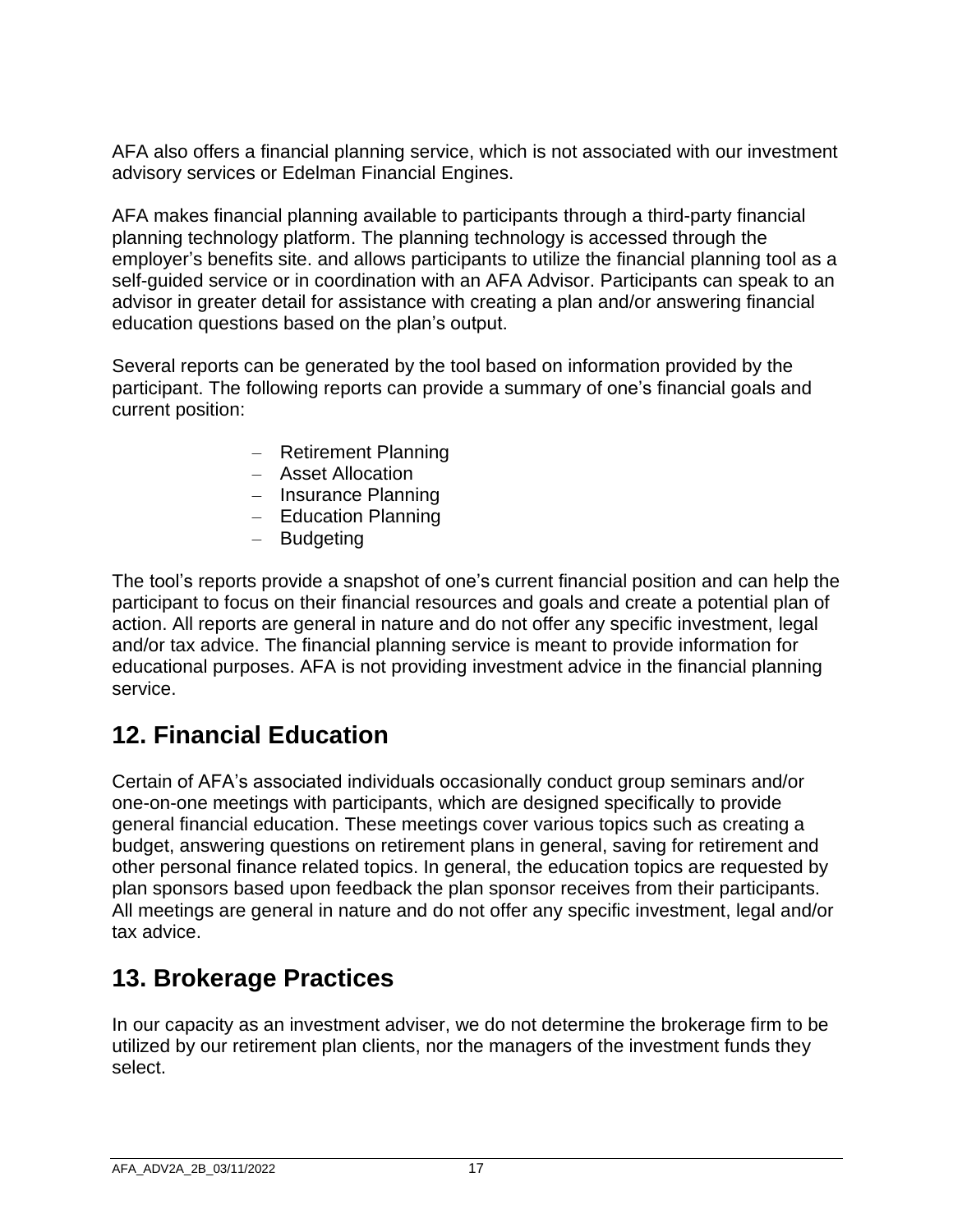AFA also offers a financial planning service, which is not associated with our investment advisory services or Edelman Financial Engines.

AFA makes financial planning available to participants through a third-party financial planning technology platform. The planning technology is accessed through the employer's benefits site. and allows participants to utilize the financial planning tool as a self-guided service or in coordination with an AFA Advisor. Participants can speak to an advisor in greater detail for assistance with creating a plan and/or answering financial education questions based on the plan's output.

Several reports can be generated by the tool based on information provided by the participant. The following reports can provide a summary of one's financial goals and current position:

- Retirement Planning
- Asset Allocation
- Insurance Planning
- Education Planning
- Budgeting

The tool's reports provide a snapshot of one's current financial position and can help the participant to focus on their financial resources and goals and create a potential plan of action. All reports are general in nature and do not offer any specific investment, legal and/or tax advice. The financial planning service is meant to provide information for educational purposes. AFA is not providing investment advice in the financial planning service.

## 12. Financial Education

Certain of AFA's associated individuals occasionally conduct group seminars and/or one-on-one meetings with participants, which are designed specifically to provide general financial education. These meetings cover various topics such as creating a budget, answering questions on retirement plans in general, saving for retirement and other personal finance related topics. In general, the education topics are requested by plan sponsors based upon feedback the plan sponsor receives from their participants. All meetings are general in nature and do not offer any specific investment, legal and/or tax advice.

## 13. Brokerage Practices

In our capacity as an investment adviser, we do not determine the brokerage firm to be utilized by our retirement plan clients, nor the managers of the investment funds they select.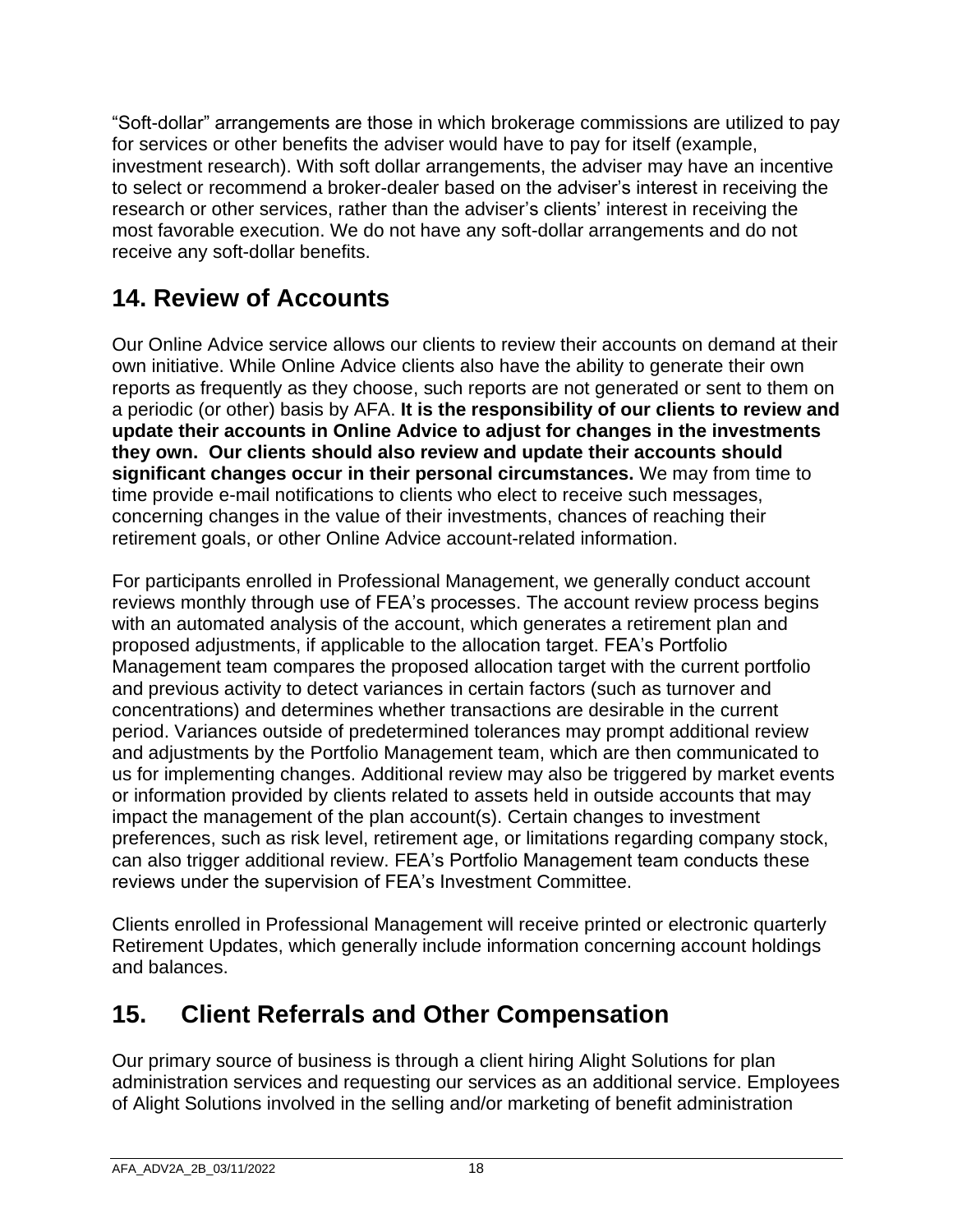"Soft-dollar" arrangements are those in which brokerage commissions are utilized to pay for services or other benefits the adviser would have to pay for itself (example, investment research). With soft dollar arrangements, the adviser may have an incentive to select or recommend a broker-dealer based on the adviser's interest in receiving the research or other services, rather than the adviser's clients' interest in receiving the most favorable execution. We do not have any soft-dollar arrangements and do not receive any soft-dollar benefits.

## 14. Review of Accounts

Our Online Advice service allows our clients to review their accounts on demand at their own initiative. While Online Advice clients also have the ability to generate their own reports as frequently as they choose, such reports are not generated or sent to them on a periodic (or other) basis by AFA. **It is the responsibility of our clients to review and update their accounts in Online Advice to adjust for changes in the investments they own. Our clients should also review and update their accounts should significant changes occur in their personal circumstances.** We may from time to time provide e-mail notifications to clients who elect to receive such messages, concerning changes in the value of their investments, chances of reaching their retirement goals, or other Online Advice account-related information.

For participants enrolled in Professional Management, we generally conduct account reviews monthly through use of FEA's processes. The account review process begins with an automated analysis of the account, which generates a retirement plan and proposed adjustments, if applicable to the allocation target. FEA's Portfolio Management team compares the proposed allocation target with the current portfolio and previous activity to detect variances in certain factors (such as turnover and concentrations) and determines whether transactions are desirable in the current period. Variances outside of predetermined tolerances may prompt additional review and adjustments by the Portfolio Management team, which are then communicated to us for implementing changes. Additional review may also be triggered by market events or information provided by clients related to assets held in outside accounts that may impact the management of the plan account(s). Certain changes to investment preferences, such as risk level, retirement age, or limitations regarding company stock, can also trigger additional review. FEA's Portfolio Management team conducts these reviews under the supervision of FEA's Investment Committee.

Clients enrolled in Professional Management will receive printed or electronic quarterly Retirement Updates, which generally include information concerning account holdings and balances.

## 15. Client Referrals and Other Compensation

Our primary source of business is through a client hiring Alight Solutions for plan administration services and requesting our services as an additional service. Employees of Alight Solutions involved in the selling and/or marketing of benefit administration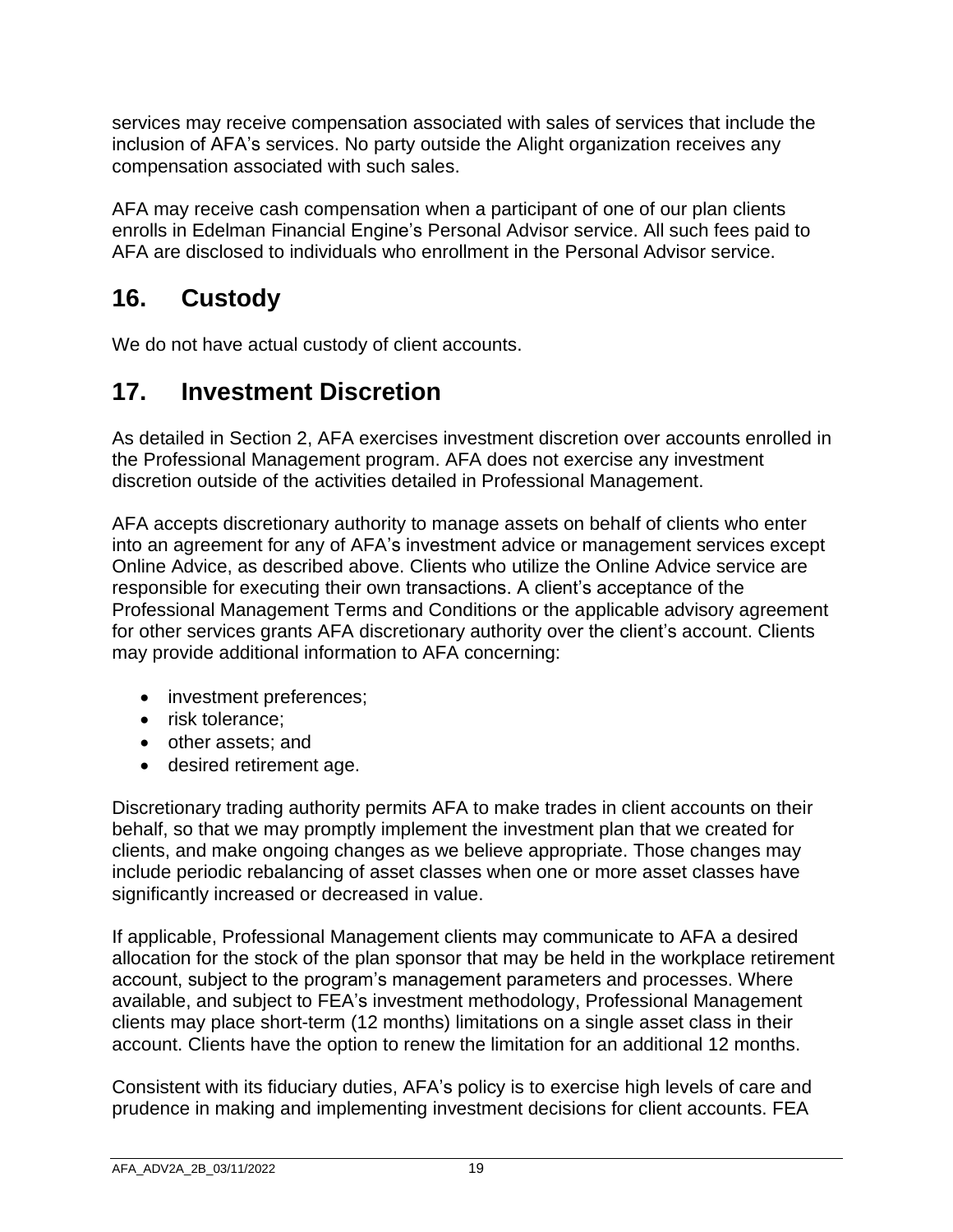services may receive compensation associated with sales of services that include the inclusion of AFA's services. No party outside the Alight organization receives any compensation associated with such sales.

AFA may receive cash compensation when a participant of one of our plan clients enrolls in Edelman Financial Engine's Personal Advisor service. All such fees paid to AFA are disclosed to individuals who enrollment in the Personal Advisor service.

## 16. Custody

We do not have actual custody of client accounts.

## 17. Investment Discretion

As detailed in Section 2, AFA exercises investment discretion over accounts enrolled in the Professional Management program. AFA does not exercise any investment discretion outside of the activities detailed in Professional Management.

AFA accepts discretionary authority to manage assets on behalf of clients who enter into an agreement for any of AFA's investment advice or management services except Online Advice, as described above. Clients who utilize the Online Advice service are responsible for executing their own transactions. A client's acceptance of the Professional Management Terms and Conditions or the applicable advisory agreement for other services grants AFA discretionary authority over the client's account. Clients may provide additional information to AFA concerning:

- investment preferences;
- risk tolerance;
- other assets; and
- desired retirement age.

Discretionary trading authority permits AFA to make trades in client accounts on their behalf, so that we may promptly implement the investment plan that we created for clients, and make ongoing changes as we believe appropriate. Those changes may include periodic rebalancing of asset classes when one or more asset classes have significantly increased or decreased in value.

If applicable, Professional Management clients may communicate to AFA a desired allocation for the stock of the plan sponsor that may be held in the workplace retirement account, subject to the program's management parameters and processes. Where available, and subject to FEA's investment methodology, Professional Management clients may place short-term (12 months) limitations on a single asset class in their account. Clients have the option to renew the limitation for an additional 12 months.

Consistent with its fiduciary duties, AFA's policy is to exercise high levels of care and prudence in making and implementing investment decisions for client accounts. FEA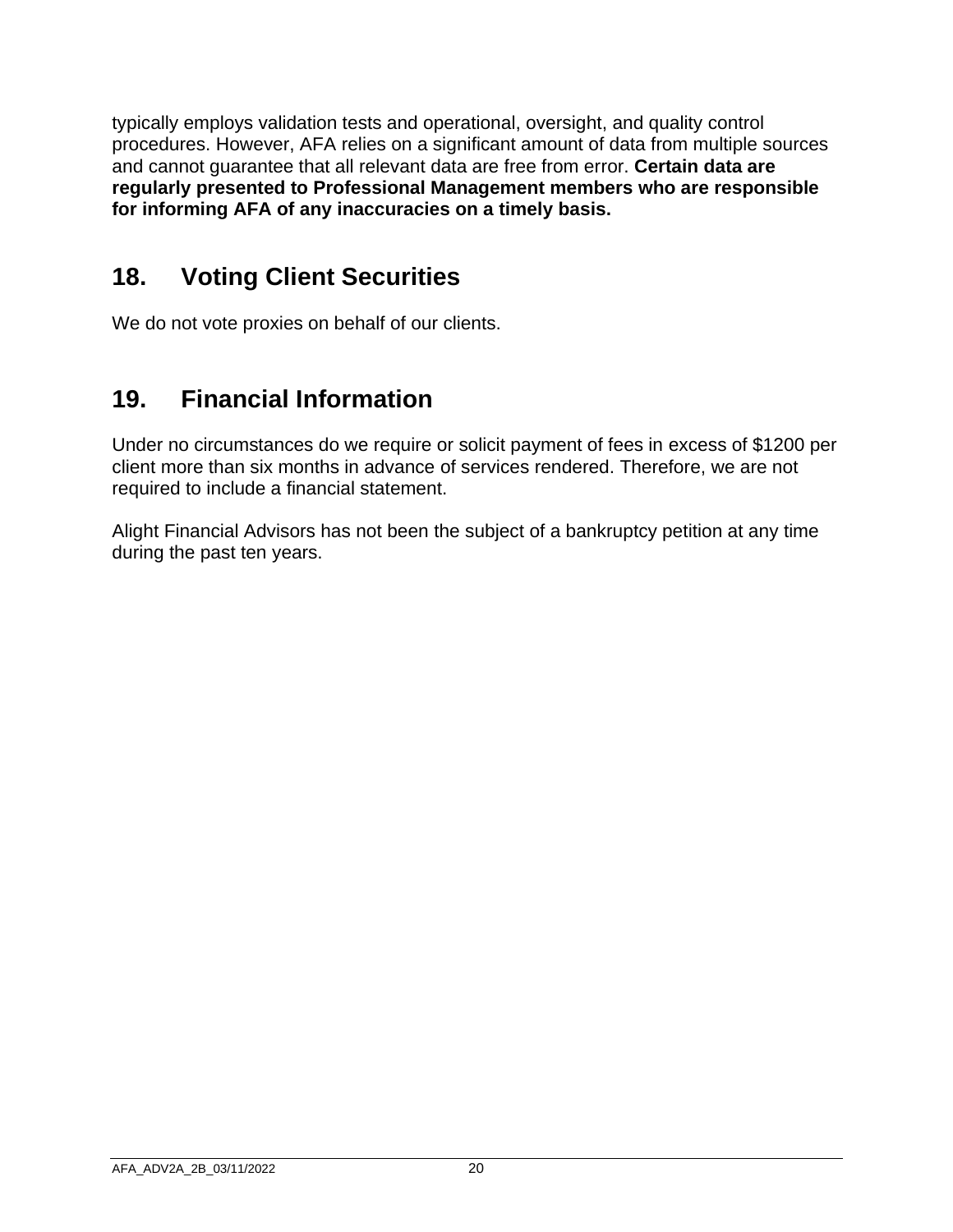typically employs validation tests and operational, oversight, and quality control procedures. However, AFA relies on a significant amount of data from multiple sources and cannot guarantee that all relevant data are free from error. **Certain data are regularly presented to Professional Management members who are responsible for informing AFA of any inaccuracies on a timely basis.**

## 18. Voting Client Securities

We do not vote proxies on behalf of our clients.

## 19. Financial Information

Under no circumstances do we require or solicit payment of fees in excess of $1200 per client more than six months in advance of services rendered. Therefore, we are not required to include a financial statement.

Alight Financial Advisors has not been the subject of a bankruptcy petition at any time during the past ten years.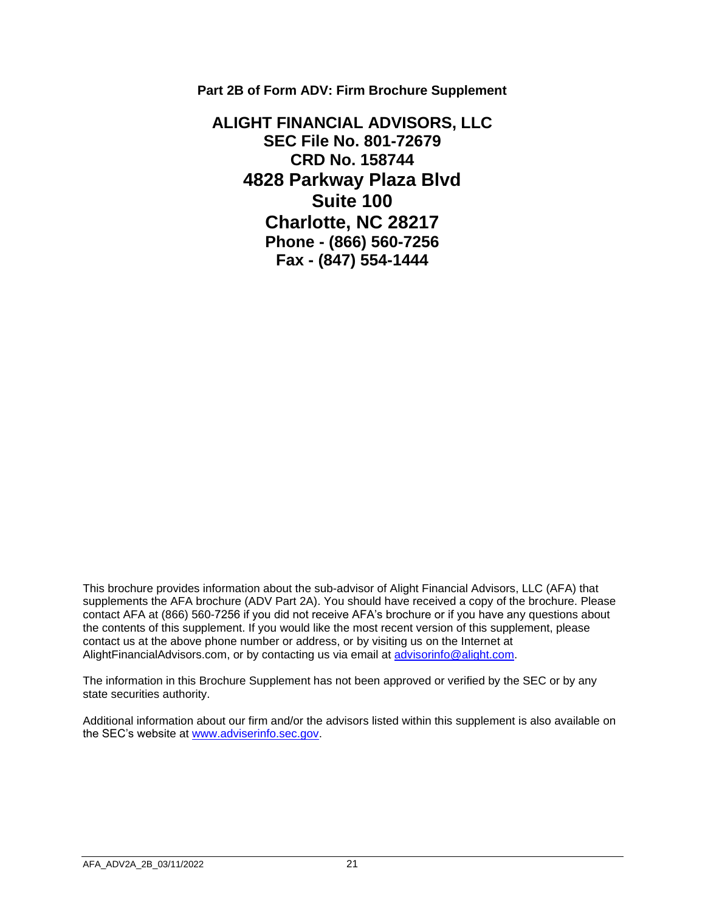**Part 2B of Form ADV: Firm Brochure Supplement**

# ALIGHT FINANCIAL ADVISORS, LLC

**SEC File No. 801-72679**

**CRD No. 158744**

**4828 Parkway Plaza Blvd**

**Suite 100**

**Charlotte, NC 28217**

**Phone - (866) 560-7256**

**Fax - (847) 554-1444**

This brochure provides information about the sub-advisor of Alight Financial Advisors, LLC (AFA) that supplements the AFA brochure (ADV Part 2A). You should have received a copy of the brochure. Please contact AFA at (866) 560-7256 if you did not receive AFA's brochure or if you have any questions about the contents of this supplement. If you would like the most recent version of this supplement, please contact us at the above phone number or address, or by visiting us on the Internet at AlightFinancialAdvisors.com, or by contacting us via email at advisorinfo@alight.com.

The information in this Brochure Supplement has not been approved or verified by the SEC or by any state securities authority.

Additional information about our firm and/or the advisors listed within this supplement is also available on the SEC's website at www.adviserinfo.sec.gov.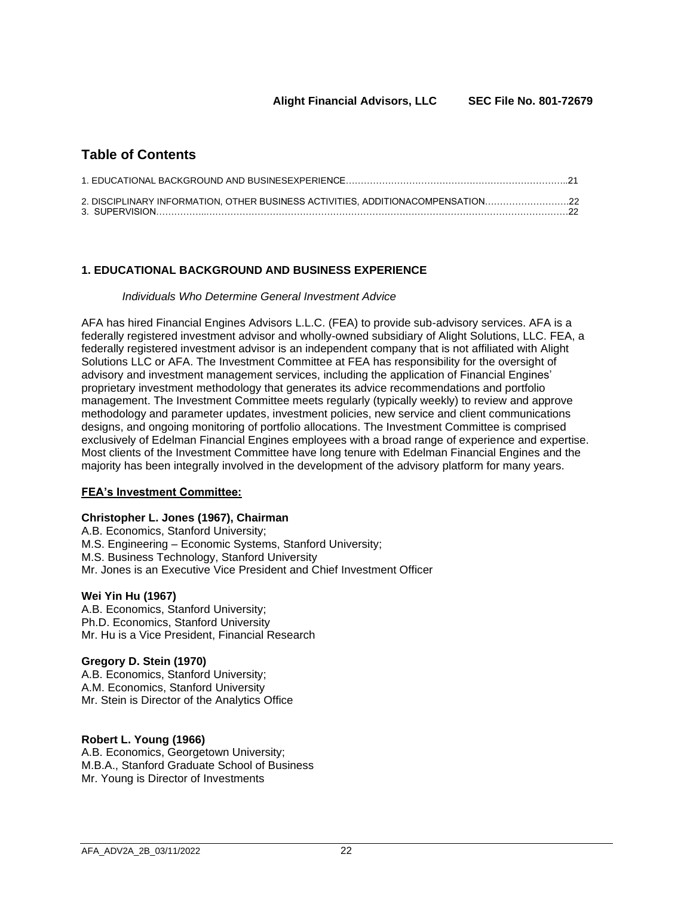**Alight Financial Advisors, LLC SEC File No. 801-72679**

## Table of Contents

1. EDUCATIONAL BACKGROUND AND BUSINESEXPERIENCE……………………………………………………………..21

2. DISCIPLINARY INFORMATION, OTHER BUSINESS ACTIVITIES, ADDITIONACOMPENSATION……………………….22
3. SUPERVISION…………...………………………………………………………………………………………………….22

### 1. EDUCATIONAL BACKGROUND AND BUSINESS EXPERIENCE

*Individuals Who Determine General Investment Advice*

AFA has hired Financial Engines Advisors L.L.C. (FEA) to provide sub-advisory services. AFA is a federally registered investment advisor and wholly-owned subsidiary of Alight Solutions, LLC. FEA, a federally registered investment advisor is an independent company that is not affiliated with Alight Solutions LLC or AFA. The Investment Committee at FEA has responsibility for the oversight of advisory and investment management services, including the application of Financial Engines' proprietary investment methodology that generates its advice recommendations and portfolio management. The Investment Committee meets regularly (typically weekly) to review and approve methodology and parameter updates, investment policies, new service and client communications designs, and ongoing monitoring of portfolio allocations. The Investment Committee is comprised exclusively of Edelman Financial Engines employees with a broad range of experience and expertise. Most clients of the Investment Committee have long tenure with Edelman Financial Engines and the majority has been integrally involved in the development of the advisory platform for many years.

**FEA's Investment Committee:**

**Christopher L. Jones (1967), Chairman**
A.B. Economics, Stanford University;
M.S. Engineering – Economic Systems, Stanford University;
M.S. Business Technology, Stanford University
Mr. Jones is an Executive Vice President and Chief Investment Officer

**Wei Yin Hu (1967)**
A.B. Economics, Stanford University;
Ph.D. Economics, Stanford University
Mr. Hu is a Vice President, Financial Research

**Gregory D. Stein (1970)**
A.B. Economics, Stanford University;
A.M. Economics, Stanford University
Mr. Stein is Director of the Analytics Office

**Robert L. Young (1966)**
A.B. Economics, Georgetown University;
M.B.A., Stanford Graduate School of Business
Mr. Young is Director of Investments

AFA_ADV2A_2B_03/11/2022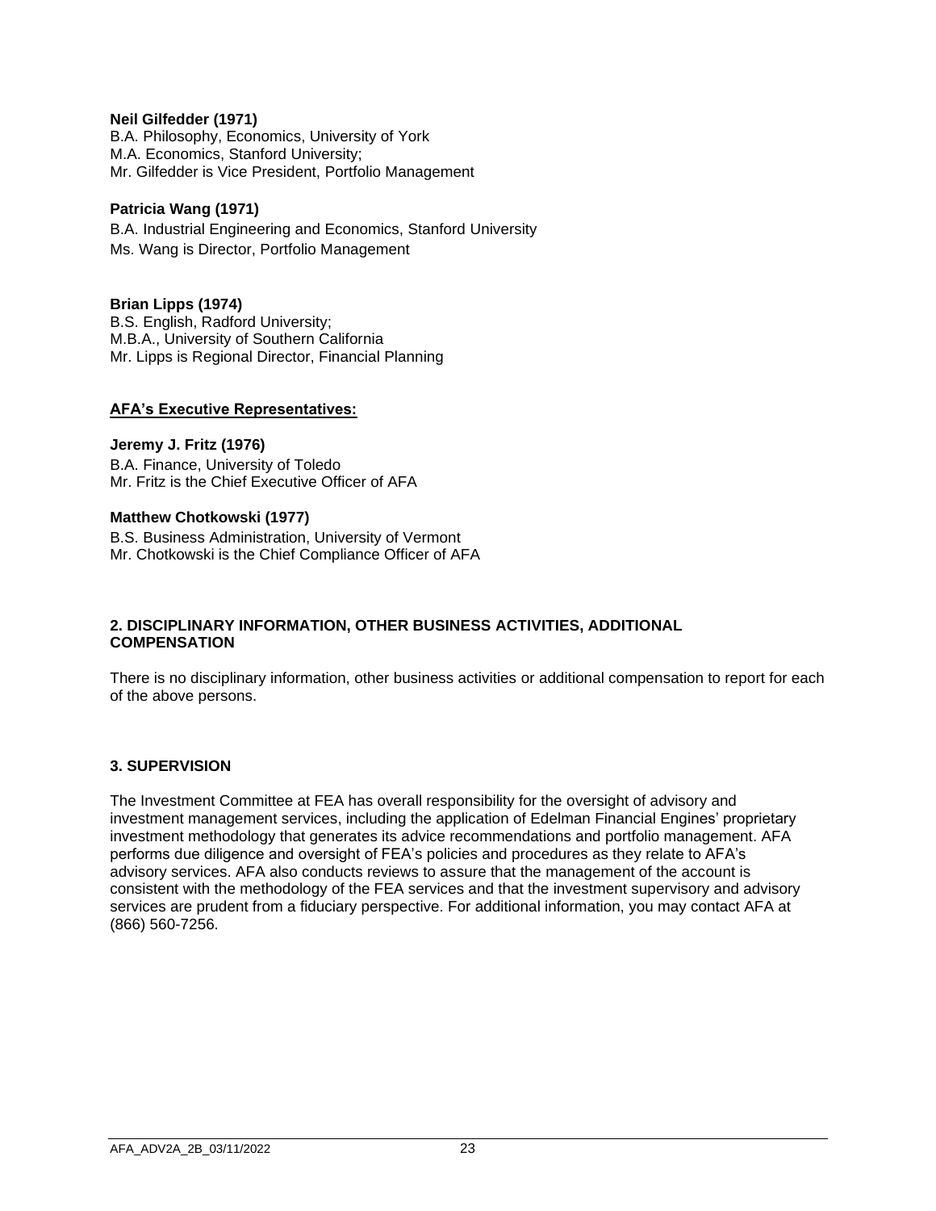**Neil Gilfedder (1971)**
B.A. Philosophy, Economics, University of York
M.A. Economics, Stanford University;
Mr. Gilfedder is Vice President, Portfolio Management

**Patricia Wang (1971)**
B.A. Industrial Engineering and Economics, Stanford University
Ms. Wang is Director, Portfolio Management

**Brian Lipps (1974)**
B.S. English, Radford University;
M.B.A., University of Southern California
Mr. Lipps is Regional Director, Financial Planning

**AFA's Executive Representatives:**

**Jeremy J. Fritz (1976)**
B.A. Finance, University of Toledo
Mr. Fritz is the Chief Executive Officer of AFA

**Matthew Chotkowski (1977)**
B.S. Business Administration, University of Vermont
Mr. Chotkowski is the Chief Compliance Officer of AFA

## 2. DISCIPLINARY INFORMATION, OTHER BUSINESS ACTIVITIES, ADDITIONAL COMPENSATION

There is no disciplinary information, other business activities or additional compensation to report for each of the above persons.

## 3. SUPERVISION

The Investment Committee at FEA has overall responsibility for the oversight of advisory and investment management services, including the application of Edelman Financial Engines' proprietary investment methodology that generates its advice recommendations and portfolio management. AFA performs due diligence and oversight of FEA's policies and procedures as they relate to AFA's advisory services. AFA also conducts reviews to assure that the management of the account is consistent with the methodology of the FEA services and that the investment supervisory and advisory services are prudent from a fiduciary perspective. For additional information, you may contact AFA at (866) 560-7256.